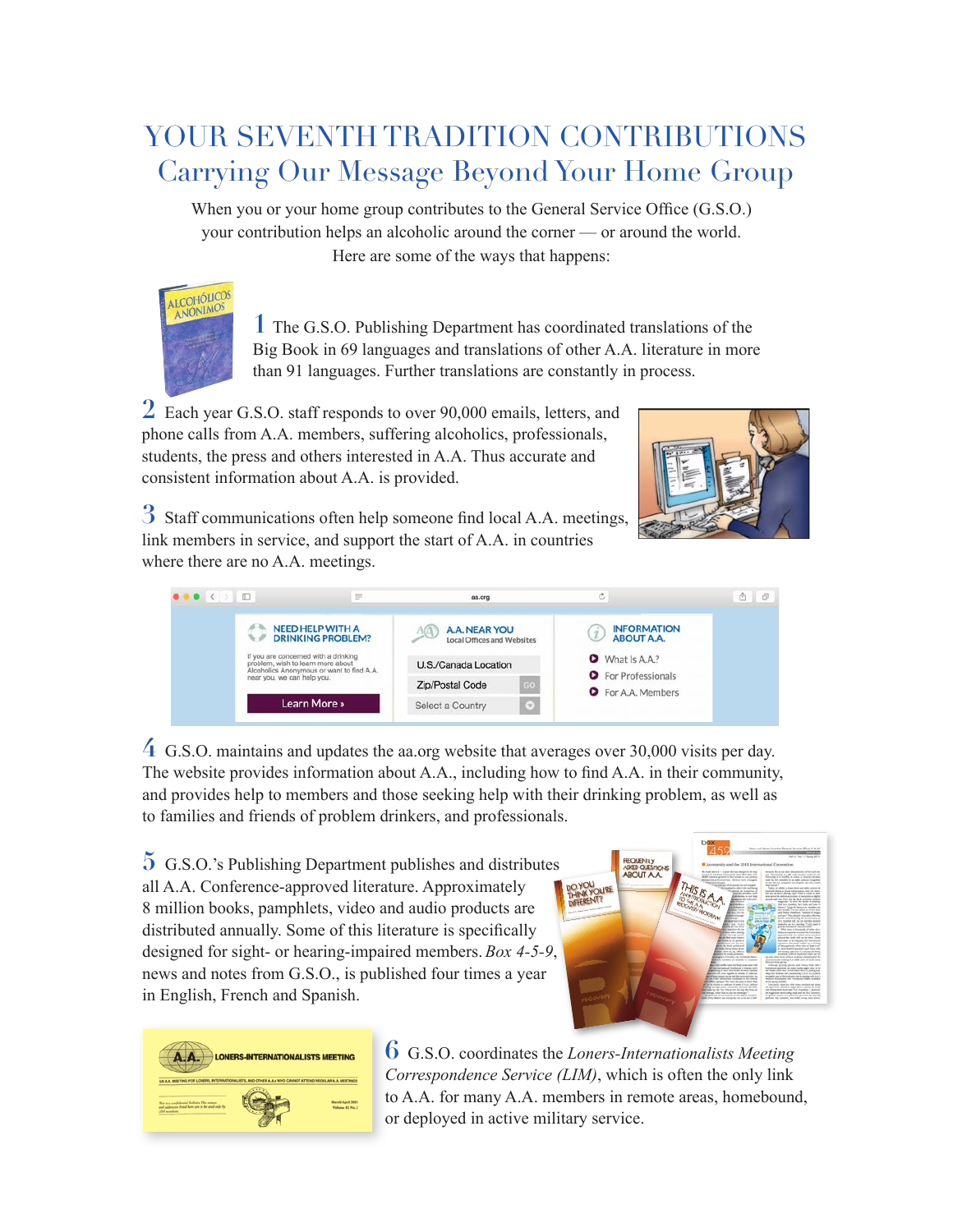# YOUR SEVENTH TRADITION CONTRIBUTIONS

## Carrying Our Message Beyond Your Home Group

When you or your home group contributes to the General Service Office (G.S.O.) your contribution helps an alcoholic around the corner — or around the world. Here are some of the ways that happens:

1 The G.S.O. Publishing Department has coordinated translations of the Big Book in 69 languages and translations of other A.A. literature in more than 91 languages. Further translations are constantly in process.

2 Each year G.S.O. staff responds to over 90,000 emails, letters, and phone calls from A.A. members, suffering alcoholics, professionals, students, the press and others interested in A.A. Thus accurate and consistent information about A.A. is provided.

3 Staff communications often help someone find local A.A. meetings, link members in service, and support the start of A.A. in countries where there are no A.A. meetings.

4 G.S.O. maintains and updates the aa.org website that averages over 30,000 visits per day. The website provides information about A.A., including how to find A.A. in their community, and provides help to members and those seeking help with their drinking problem, as well as to families and friends of problem drinkers, and professionals.

5 G.S.O.'s Publishing Department publishes and distributes all A.A. Conference-approved literature. Approximately 8 million books, pamphlets, video and audio products are distributed annually. Some of this literature is specifically designed for sight- or hearing-impaired members. *Box 4-5-9*, news and notes from G.S.O., is published four times a year in English, French and Spanish.

6 G.S.O. coordinates the *Loners-Internationalists Meeting Correspondence Service (LIM)*, which is often the only link to A.A. for many A.A. members in remote areas, homebound, or deployed in active military service.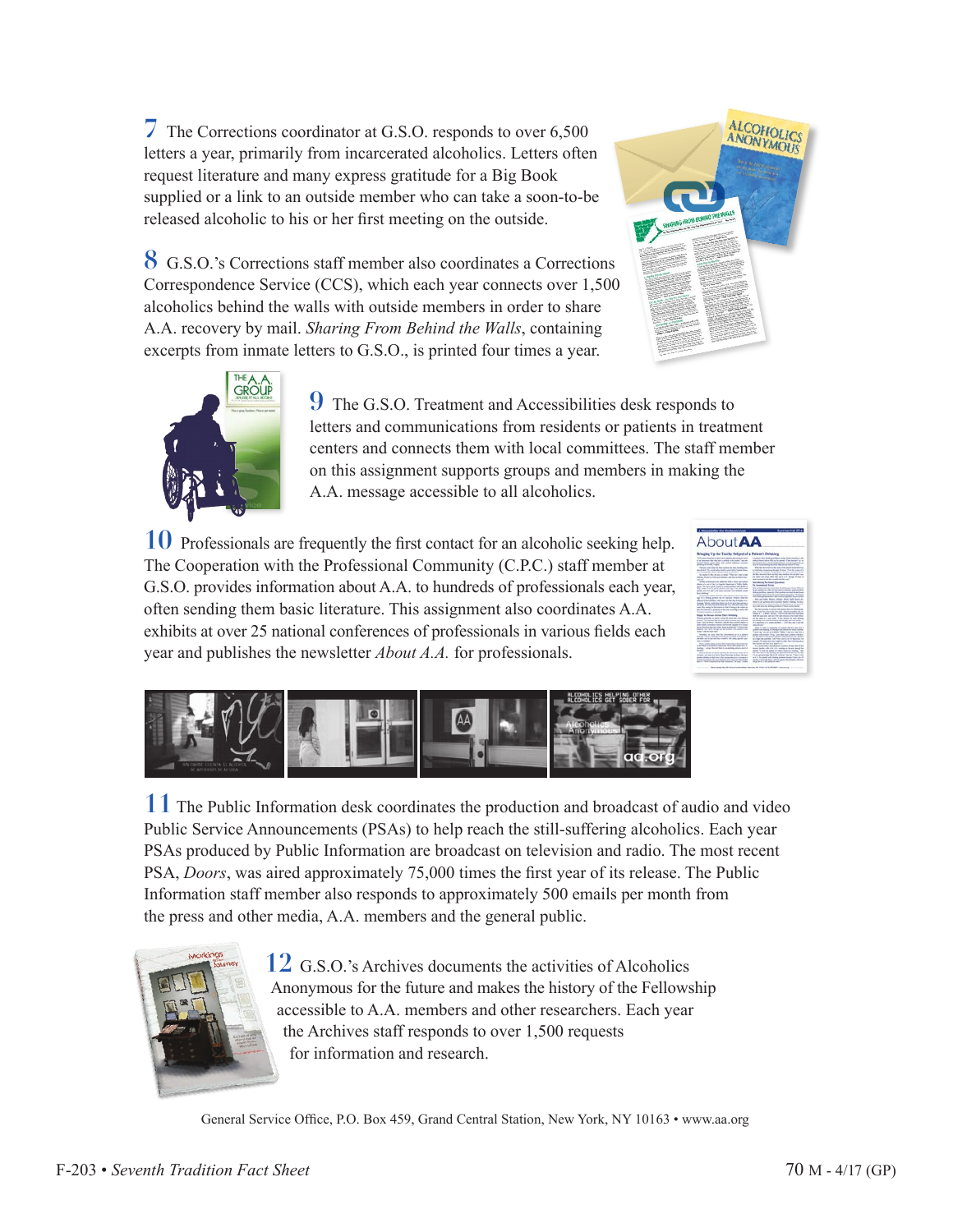**7** The Corrections coordinator at G.S.O. responds to over 6,500 letters a year, primarily from incarcerated alcoholics. Letters often request literature and many express gratitude for a Big Book supplied or a link to an outside member who can take a soon-to-be released alcoholic to his or her first meeting on the outside.

**8** G.S.O.'s Corrections staff member also coordinates a Corrections Correspondence Service (CCS), which each year connects over 1,500 alcoholics behind the walls with outside members in order to share A.A. recovery by mail. *Sharing From Behind the Walls*, containing excerpts from inmate letters to G.S.O., is printed four times a year.

**9** The G.S.O. Treatment and Accessibilities desk responds to letters and communications from residents or patients in treatment centers and connects them with local committees. The staff member on this assignment supports groups and members in making the A.A. message accessible to all alcoholics.

**10** Professionals are frequently the first contact for an alcoholic seeking help. The Cooperation with the Professional Community (C.P.C.) staff member at G.S.O. provides information about A.A. to hundreds of professionals each year, often sending them basic literature. This assignment also coordinates A.A. exhibits at over 25 national conferences of professionals in various fields each year and publishes the newsletter *About A.A.* for professionals.

**11** The Public Information desk coordinates the production and broadcast of audio and video Public Service Announcements (PSAs) to help reach the still-suffering alcoholics. Each year PSAs produced by Public Information are broadcast on television and radio. The most recent PSA, *Doors*, was aired approximately 75,000 times the first year of its release. The Public Information staff member also responds to approximately 500 emails per month from the press and other media, A.A. members and the general public.

**12** G.S.O.'s Archives documents the activities of Alcoholics Anonymous for the future and makes the history of the Fellowship accessible to A.A. members and other researchers. Each year the Archives staff responds to over 1,500 requests for information and research.

General Service Office, P.O. Box 459, Grand Central Station, New York, NY 10163 • www.aa.org

F-203 • *Seventh Tradition Fact Sheet*

70 M - 4/17 (GP)